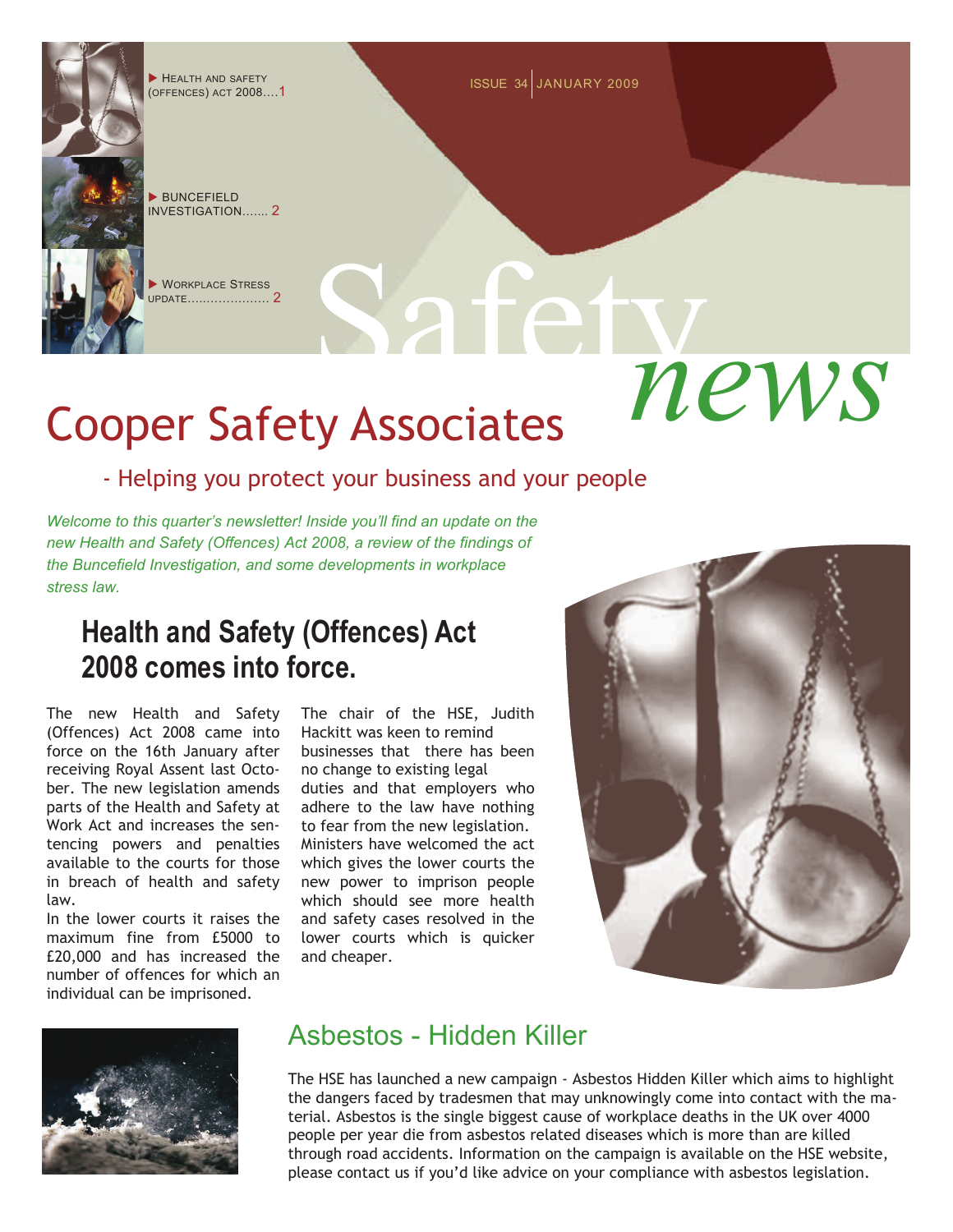- Health and Safety (Offences) Act 2008....1
- Buncefield Investigation....... 2
- Workplace Stress update..................... 2

ISSUE 34 | JANUARY 2009

# Safety news

# Cooper Safety Associates

- Helping you protect your business and your people

*Welcome to this quarter's newsletter! Inside you'll find an update on the new Health and Safety (Offences) Act 2008, a review of the findings of the Buncefield Investigation, and some developments in workplace stress law.*

## Health and Safety (Offences) Act 2008 comes into force.

The new Health and Safety (Offences) Act 2008 came into force on the 16th January after receiving Royal Assent last October. The new legislation amends parts of the Health and Safety at Work Act and increases the sentencing powers and penalties available to the courts for those in breach of health and safety law.

In the lower courts it raises the maximum fine from £5000 to £20,000 and has increased the number of offences for which an individual can be imprisoned.

The chair of the HSE, Judith Hackitt was keen to remind businesses that there has been no change to existing legal duties and that employers who adhere to the law have nothing to fear from the new legislation. Ministers have welcomed the act which gives the lower courts the new power to imprison people which should see more health and safety cases resolved in the lower courts which is quicker and cheaper.

## Asbestos - Hidden Killer

The HSE has launched a new campaign - Asbestos Hidden Killer which aims to highlight the dangers faced by tradesmen that may unknowingly come into contact with the material. Asbestos is the single biggest cause of workplace deaths in the UK over 4000 people per year die from asbestos related diseases which is more than are killed through road accidents. Information on the campaign is available on the HSE website, please contact us if you'd like advice on your compliance with asbestos legislation.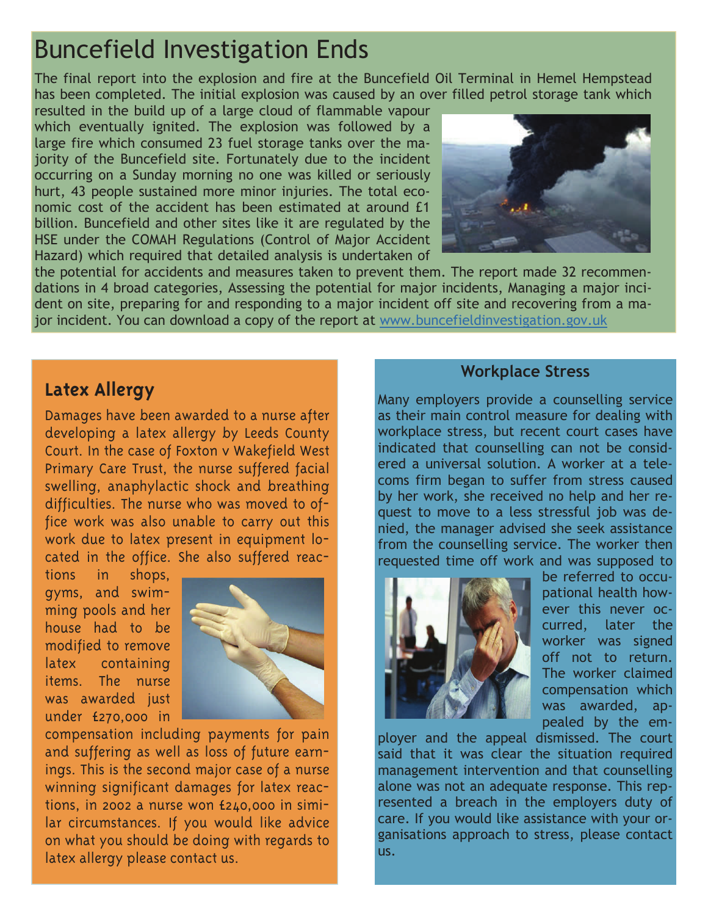# Buncefield Investigation Ends

The final report into the explosion and fire at the Buncefield Oil Terminal in Hemel Hempstead has been completed. The initial explosion was caused by an over filled petrol storage tank which resulted in the build up of a large cloud of flammable vapour which eventually ignited. The explosion was followed by a large fire which consumed 23 fuel storage tanks over the majority of the Buncefield site. Fortunately due to the incident occurring on a Sunday morning no one was killed or seriously hurt, 43 people sustained more minor injuries. The total economic cost of the accident has been estimated at around £1 billion. Buncefield and other sites like it are regulated by the HSE under the COMAH Regulations (Control of Major Accident Hazard) which required that detailed analysis is undertaken of the potential for accidents and measures taken to prevent them. The report made 32 recommendations in 4 broad categories, Assessing the potential for major incidents, Managing a major incident on site, preparing for and responding to a major incident off site and recovering from a major incident. You can download a copy of the report at www.buncefieldinvestigation.gov.uk

## Latex Allergy

Damages have been awarded to a nurse after developing a latex allergy by Leeds County Court. In the case of Foxton v Wakefield West Primary Care Trust, the nurse suffered facial swelling, anaphylactic shock and breathing difficulties. The nurse who was moved to office work was also unable to carry out this work due to latex present in equipment located in the office. She also suffered reactions in shops, gyms, and swimming pools and her house had to be modified to remove latex containing items. The nurse was awarded just under £270,000 in compensation including payments for pain and suffering as well as loss of future earnings. This is the second major case of a nurse winning significant damages for latex reactions, in 2002 a nurse won £240,000 in similar circumstances. If you would like advice on what you should be doing with regards to latex allergy please contact us.

## Workplace Stress

Many employers provide a counselling service as their main control measure for dealing with workplace stress, but recent court cases have indicated that counselling can not be considered a universal solution. A worker at a telecoms firm began to suffer from stress caused by her work, she received no help and her request to move to a less stressful job was denied, the manager advised she seek assistance from the counselling service. The worker then requested time off work and was supposed to be referred to occupational health however this never occurred, later the worker was signed off not to return. The worker claimed compensation which was awarded, appealed by the employer and the appeal dismissed. The court said that it was clear the situation required management intervention and that counselling alone was not an adequate response. This represented a breach in the employers duty of care. If you would like assistance with your organisations approach to stress, please contact us.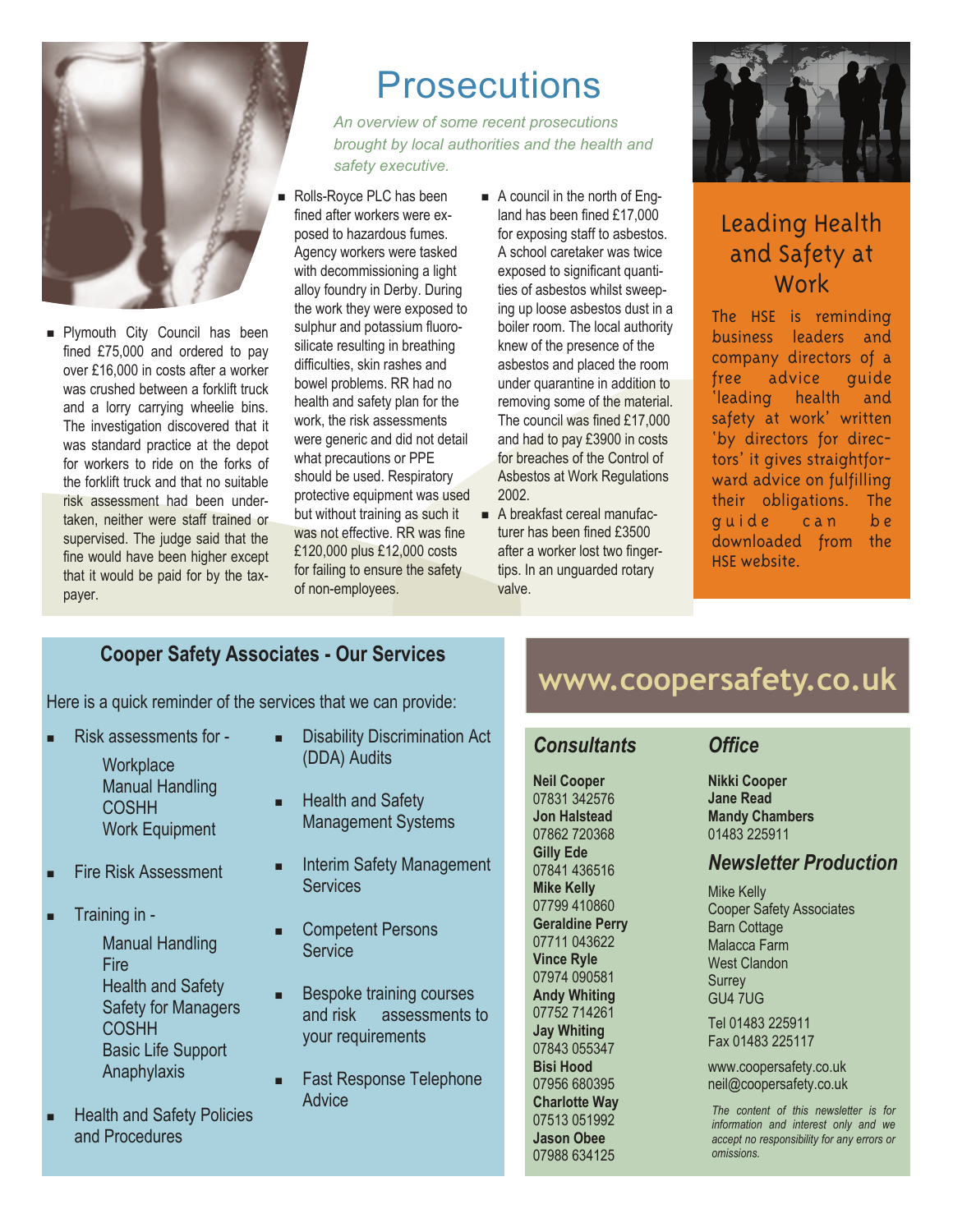# Prosecutions

*An overview of some recent prosecutions brought by local authorities and the health and safety executive.*

- Plymouth City Council has been fined £75,000 and ordered to pay over £16,000 in costs after a worker was crushed between a forklift truck and a lorry carrying wheelie bins. The investigation discovered that it was standard practice at the depot for workers to ride on the forks of the forklift truck and that no suitable risk assessment had been undertaken, neither were staff trained or supervised. The judge said that the fine would have been higher except that it would be paid for by the tax-payer.

- Rolls-Royce PLC has been fined after workers were exposed to hazardous fumes. Agency workers were tasked with decommissioning a light alloy foundry in Derby. During the work they were exposed to sulphur and potassium fluorosilicate resulting in breathing difficulties, skin rashes and bowel problems. RR had no health and safety plan for the work, the risk assessments were generic and did not detail what precautions or PPE should be used. Respiratory protective equipment was used but without training as such it was not effective. RR was fine £120,000 plus £12,000 costs for failing to ensure the safety of non-employees.

- A council in the north of England has been fined £17,000 for exposing staff to asbestos. A school caretaker was twice exposed to significant quantities of asbestos whilst sweeping up loose asbestos dust in a boiler room. The local authority knew of the presence of the asbestos and placed the room under quarantine in addition to removing some of the material. The council was fined £17,000 and had to pay £3900 in costs for breaches of the Control of Asbestos at Work Regulations 2002.

- A breakfast cereal manufacturer has been fined £3500 after a worker lost two fingertips. In an unguarded rotary valve.

## Leading Health and Safety at Work

The HSE is reminding business leaders and company directors of a free advice guide 'leading health and safety at work' written 'by directors for directors' it gives straightforward advice on fulfilling their obligations. The guide can be downloaded from the HSE website.

## Cooper Safety Associates - Our Services

Here is a quick reminder of the services that we can provide:

- Risk assessments for -
  - Workplace
  - Manual Handling
  - COSHH
  - Work Equipment
- Fire Risk Assessment
- Training in -
  - Manual Handling
  - Fire
  - Health and Safety
  - Safety for Managers
  - COSHH
  - Basic Life Support
  - Anaphylaxis
- Health and Safety Policies and Procedures
- Disability Discrimination Act (DDA) Audits
- Health and Safety Management Systems
- Interim Safety Management Services
- Competent Persons Service
- Bespoke training courses and risk assessments to your requirements
- Fast Response Telephone Advice

## www.coopersafety.co.uk

### *Consultants*

**Neil Cooper**
07831 342576
**Jon Halstead**
07862 720368
**Gilly Ede**
07841 436516
**Mike Kelly**
07799 410860
**Geraldine Perry**
07711 043622
**Vince Ryle**
07974 090581
**Andy Whiting**
07752 714261
**Jay Whiting**
07843 055347
**Bisi Hood**
07956 680395
**Charlotte Way**
07513 051992
**Jason Obee**
07988 634125

### *Office*

**Nikki Cooper**
**Jane Read**
**Mandy Chambers**
01483 225911

### *Newsletter Production*

Mike Kelly
Cooper Safety Associates
Barn Cottage
Malacca Farm
West Clandon
Surrey
GU4 7UG

Tel 01483 225911
Fax 01483 225117

www.coopersafety.co.uk
neil@coopersafety.co.uk

*The content of this newsletter is for information and interest only and we accept no responsibility for any errors or omissions.*